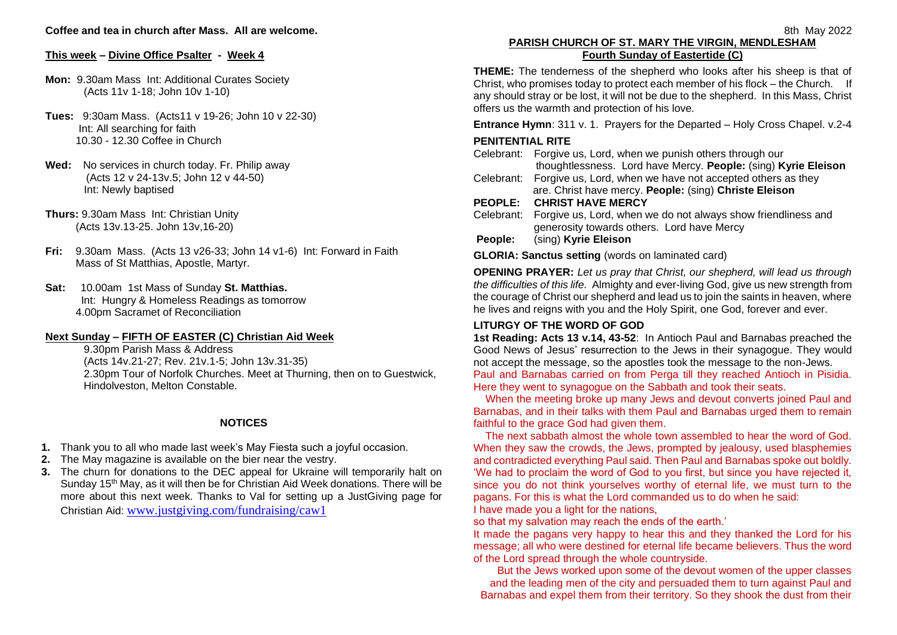**Coffee and tea in church after Mass. All are welcome.**

**This week – Divine Office Psalter - Week 4**

**Mon:** 9.30am Mass Int: Additional Curates Society
(Acts 11v 1-18; John 10v 1-10)

**Tues:** 9:30am Mass. (Acts11 v 19-26; John 10 v 22-30)
Int: All searching for faith
10.30 - 12.30 Coffee in Church

**Wed:** No services in church today. Fr. Philip away
(Acts 12 v 24-13v.5; John 12 v 44-50)
Int: Newly baptised

**Thurs:** 9.30am Mass Int: Christian Unity
(Acts 13v.13-25. John 13v,16-20)

**Fri:** 9.30am Mass. (Acts 13 v26-33; John 14 v1-6) Int: Forward in Faith
Mass of St Matthias, Apostle, Martyr.

**Sat:** 10.00am 1st Mass of Sunday **St. Matthias.**
Int: Hungry & Homeless Readings as tomorrow
4.00pm Sacramet of Reconciliation

**Next Sunday – FIFTH OF EASTER (C) Christian Aid Week**

9.30pm Parish Mass & Address
(Acts 14v.21-27; Rev. 21v.1-5; John 13v.31-35)
2.30pm Tour of Norfolk Churches. Meet at Thurning, then on to Guestwick, Hindolveston, Melton Constable.

## NOTICES

1. Thank you to all who made last week's May Fiesta such a joyful occasion.
2. The May magazine is available on the bier near the vestry.
3. The churn for donations to the DEC appeal for Ukraine will temporarily halt on Sunday 15th May, as it will then be for Christian Aid Week donations. There will be more about this next week. Thanks to Val for setting up a JustGiving page for Christian Aid: www.justgiving.com/fundraising/caw1

8th May 2022

**PARISH CHURCH OF ST. MARY THE VIRGIN, MENDLESHAM**
**Fourth Sunday of Eastertide (C)**

**THEME:** The tenderness of the shepherd who looks after his sheep is that of Christ, who promises today to protect each member of his flock – the Church. If any should stray or be lost, it will not be due to the shepherd. In this Mass, Christ offers us the warmth and protection of his love.

**Entrance Hymn**: 311 v. 1. Prayers for the Departed – Holy Cross Chapel. v.2-4

**PENITENTIAL RITE**

Celebrant: Forgive us, Lord, when we punish others through our thoughtlessness. Lord have Mercy. **People:** (sing) **Kyrie Eleison**

Celebrant: Forgive us, Lord, when we have not accepted others as they are. Christ have mercy. **People:** (sing) **Christe Eleison**

**PEOPLE: CHRIST HAVE MERCY**

Celebrant: Forgive us, Lord, when we do not always show friendliness and generosity towards others. Lord have Mercy

**People:** (sing) **Kyrie Eleison**

**GLORIA: Sanctus setting** (words on laminated card)

**OPENING PRAYER:** *Let us pray that Christ, our shepherd, will lead us through the difficulties of this life.* Almighty and ever-living God, give us new strength from the courage of Christ our shepherd and lead us to join the saints in heaven, where he lives and reigns with you and the Holy Spirit, one God, forever and ever.

**LITURGY OF THE WORD OF GOD**

**1st Reading: Acts 13 v.14, 43-52**: In Antioch Paul and Barnabas preached the Good News of Jesus' resurrection to the Jews in their synagogue. They would not accept the message, so the apostles took the message to the non-Jews.

Paul and Barnabas carried on from Perga till they reached Antioch in Pisidia. Here they went to synagogue on the Sabbath and took their seats.

When the meeting broke up many Jews and devout converts joined Paul and Barnabas, and in their talks with them Paul and Barnabas urged them to remain faithful to the grace God had given them.

The next sabbath almost the whole town assembled to hear the word of God. When they saw the crowds, the Jews, prompted by jealousy, used blasphemies and contradicted everything Paul said. Then Paul and Barnabas spoke out boldly. 'We had to proclaim the word of God to you first, but since you have rejected it, since you do not think yourselves worthy of eternal life, we must turn to the pagans. For this is what the Lord commanded us to do when he said:

I have made you a light for the nations,
so that my salvation may reach the ends of the earth.'

It made the pagans very happy to hear this and they thanked the Lord for his message; all who were destined for eternal life became believers. Thus the word of the Lord spread through the whole countryside.

But the Jews worked upon some of the devout women of the upper classes and the leading men of the city and persuaded them to turn against Paul and Barnabas and expel them from their territory. So they shook the dust from their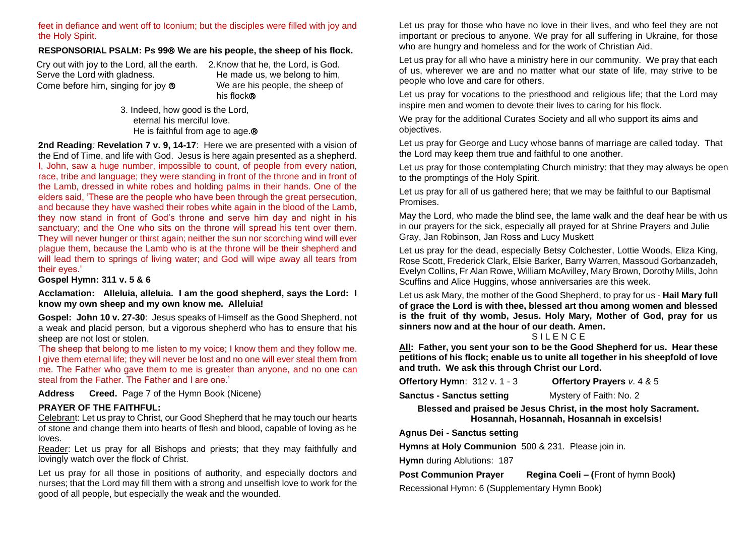feet in defiance and went off to Iconium; but the disciples were filled with joy and the Holy Spirit.

**RESPONSORIAL PSALM: Ps 99® We are his people, the sheep of his flock.**

Cry out with joy to the Lord, all the earth.
Serve the Lord with gladness.
Come before him, singing for joy ®

2. Know that he, the Lord, is God.
He made us, we belong to him,
We are his people, the sheep of his flock®

3. Indeed, how good is the Lord,
eternal his merciful love.
He is faithful from age to age.®

**2nd Reading: Revelation 7 v. 9, 14-17**: Here we are presented with a vision of the End of Time, and life with God. Jesus is here again presented as a shepherd. I, John, saw a huge number, impossible to count, of people from every nation, race, tribe and language; they were standing in front of the throne and in front of the Lamb, dressed in white robes and holding palms in their hands. One of the elders said, 'These are the people who have been through the great persecution, and because they have washed their robes white again in the blood of the Lamb, they now stand in front of God's throne and serve him day and night in his sanctuary; and the One who sits on the throne will spread his tent over them. They will never hunger or thirst again; neither the sun nor scorching wind will ever plague them, because the Lamb who is at the throne will be their shepherd and will lead them to springs of living water; and God will wipe away all tears from their eyes.'

**Gospel Hymn: 311 v. 5 & 6**

**Acclamation: Alleluia, alleluia. I am the good shepherd, says the Lord: I know my own sheep and my own know me. Alleluia!**

**Gospel: John 10 v. 27-30**: Jesus speaks of Himself as the Good Shepherd, not a weak and placid person, but a vigorous shepherd who has to ensure that his sheep are not lost or stolen.

'The sheep that belong to me listen to my voice; I know them and they follow me. I give them eternal life; they will never be lost and no one will ever steal them from me. The Father who gave them to me is greater than anyone, and no one can steal from the Father. The Father and I are one.'

**Address Creed.** Page 7 of the Hymn Book (Nicene)

**PRAYER OF THE FAITHFUL:**

Celebrant: Let us pray to Christ, our Good Shepherd that he may touch our hearts of stone and change them into hearts of flesh and blood, capable of loving as he loves.

Reader: Let us pray for all Bishops and priests; that they may faithfully and lovingly watch over the flock of Christ.

Let us pray for all those in positions of authority, and especially doctors and nurses; that the Lord may fill them with a strong and unselfish love to work for the good of all people, but especially the weak and the wounded.

Let us pray for those who have no love in their lives, and who feel they are not important or precious to anyone. We pray for all suffering in Ukraine, for those who are hungry and homeless and for the work of Christian Aid.

Let us pray for all who have a ministry here in our community. We pray that each of us, wherever we are and no matter what our state of life, may strive to be people who love and care for others.

Let us pray for vocations to the priesthood and religious life; that the Lord may inspire men and women to devote their lives to caring for his flock.

We pray for the additional Curates Society and all who support its aims and objectives.

Let us pray for George and Lucy whose banns of marriage are called today. That the Lord may keep them true and faithful to one another.

Let us pray for those contemplating Church ministry: that they may always be open to the promptings of the Holy Spirit.

Let us pray for all of us gathered here; that we may be faithful to our Baptismal Promises.

May the Lord, who made the blind see, the lame walk and the deaf hear be with us in our prayers for the sick, especially all prayed for at Shrine Prayers and Julie Gray, Jan Robinson, Jan Ross and Lucy Muskett

Let us pray for the dead, especially Betsy Colchester, Lottie Woods, Eliza King, Rose Scott, Frederick Clark, Elsie Barker, Barry Warren, Massoud Gorbanzadeh, Evelyn Collins, Fr Alan Rowe, William McAvilley, Mary Brown, Dorothy Mills, John Scuffins and Alice Huggins, whose anniversaries are this week.

Let us ask Mary, the mother of the Good Shepherd, to pray for us - **Hail Mary full of grace the Lord is with thee, blessed art thou among women and blessed is the fruit of thy womb, Jesus. Holy Mary, Mother of God, pray for us sinners now and at the hour of our death. Amen.**

SILENCE

**All: Father, you sent your son to be the Good Shepherd for us. Hear these petitions of his flock; enable us to unite all together in his sheepfold of love and truth. We ask this through Christ our Lord.**

**Offertory Hymn**: 312 v. 1 - 3 **Offertory Prayers** *v.* 4 & 5

**Sanctus - Sanctus setting** Mystery of Faith: No. 2

**Blessed and praised be Jesus Christ, in the most holy Sacrament. Hosannah, Hosannah, Hosannah in excelsis!**

**Agnus Dei - Sanctus setting**

**Hymns at Holy Communion** 500 & 231. Please join in.

**Hymn** during Ablutions: 187

**Post Communion Prayer** **Regina Coeli – (**Front of hymn Book**)**

Recessional Hymn: 6 (Supplementary Hymn Book)